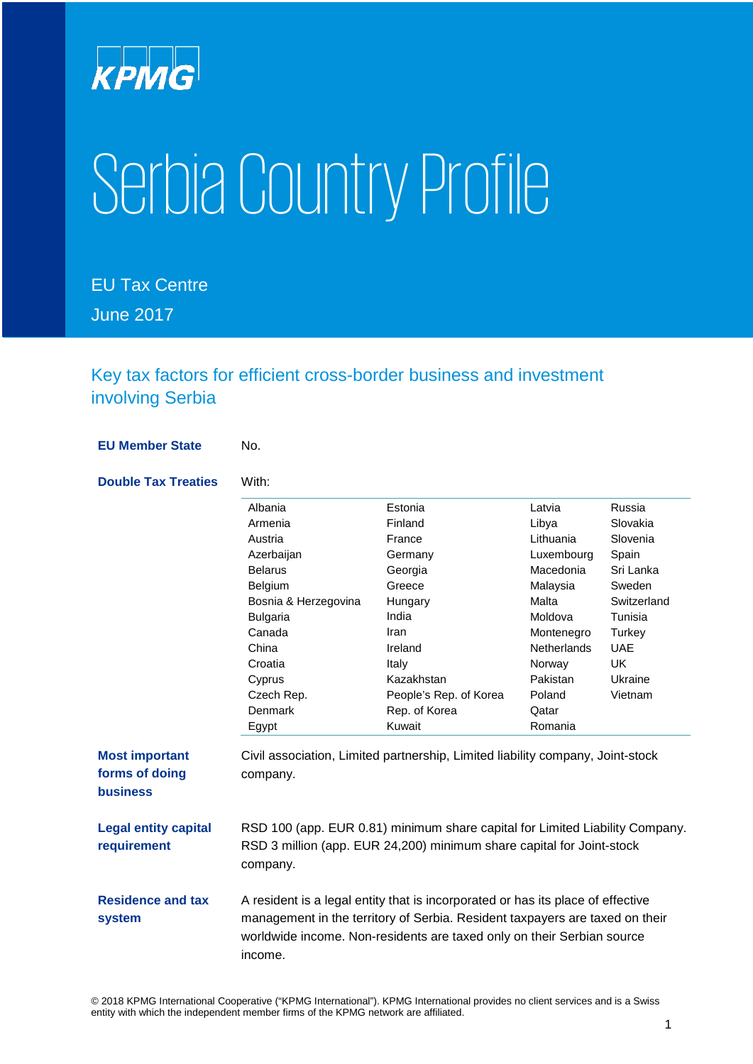KPMG

# Serbia Country Profile

EU Tax Centre

June 2017

## Key tax factors for efficient cross-border business and investment involving Serbia

**EU Member State**

No.

**Double Tax Treaties**

With:

| | | | |
|---|---|---|---|
| Albania | Estonia | Latvia | Russia |
| Armenia | Finland | Libya | Slovakia |
| Austria | France | Lithuania | Slovenia |
| Azerbaijan | Germany | Luxembourg | Spain |
| Belarus | Georgia | Macedonia | Sri Lanka |
| Belgium | Greece | Malaysia | Sweden |
| Bosnia & Herzegovina | Hungary | Malta | Switzerland |
| Bulgaria | India | Moldova | Tunisia |
| Canada | Iran | Montenegro | Turkey |
| China | Ireland | Netherlands | UAE |
| Croatia | Italy | Norway | UK |
| Cyprus | Kazakhstan | Pakistan | Ukraine |
| Czech Rep. | People's Rep. of Korea | Poland | Vietnam |
| Denmark | Rep. of Korea | Qatar | |
| Egypt | Kuwait | Romania | |

**Most important forms of doing business**

Civil association, Limited partnership, Limited liability company, Joint-stock company.

**Legal entity capital requirement**

RSD 100 (app. EUR 0.81) minimum share capital for Limited Liability Company. RSD 3 million (app. EUR 24,200) minimum share capital for Joint-stock company.

**Residence and tax system**

A resident is a legal entity that is incorporated or has its place of effective management in the territory of Serbia. Resident taxpayers are taxed on their worldwide income. Non-residents are taxed only on their Serbian source income.

© 2018 KPMG International Cooperative ("KPMG International"). KPMG International provides no client services and is a Swiss entity with which the independent member firms of the KPMG network are affiliated.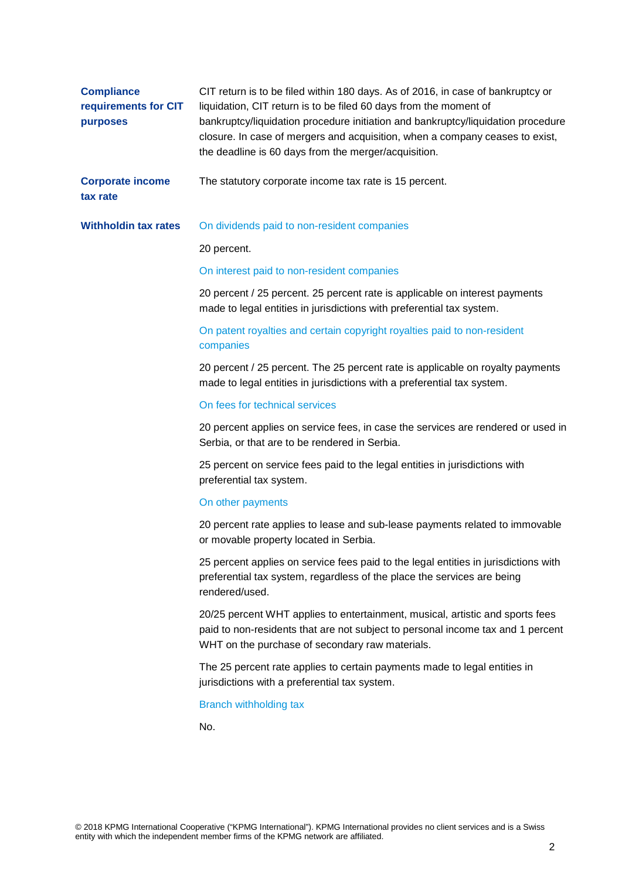**Compliance requirements for CIT purposes**

CIT return is to be filed within 180 days. As of 2016, in case of bankruptcy or liquidation, CIT return is to be filed 60 days from the moment of bankruptcy/liquidation procedure initiation and bankruptcy/liquidation procedure closure. In case of mergers and acquisition, when a company ceases to exist, the deadline is 60 days from the merger/acquisition.

**Corporate income tax rate**

The statutory corporate income tax rate is 15 percent.

**Withholdin tax rates**

On dividends paid to non-resident companies

20 percent.

On interest paid to non-resident companies

20 percent / 25 percent. 25 percent rate is applicable on interest payments made to legal entities in jurisdictions with preferential tax system.

On patent royalties and certain copyright royalties paid to non-resident companies

20 percent / 25 percent. The 25 percent rate is applicable on royalty payments made to legal entities in jurisdictions with a preferential tax system.

On fees for technical services

20 percent applies on service fees, in case the services are rendered or used in Serbia, or that are to be rendered in Serbia.

25 percent on service fees paid to the legal entities in jurisdictions with preferential tax system.

On other payments

20 percent rate applies to lease and sub-lease payments related to immovable or movable property located in Serbia.

25 percent applies on service fees paid to the legal entities in jurisdictions with preferential tax system, regardless of the place the services are being rendered/used.

20/25 percent WHT applies to entertainment, musical, artistic and sports fees paid to non-residents that are not subject to personal income tax and 1 percent WHT on the purchase of secondary raw materials.

The 25 percent rate applies to certain payments made to legal entities in jurisdictions with a preferential tax system.

Branch withholding tax

No.

© 2018 KPMG International Cooperative ("KPMG International"). KPMG International provides no client services and is a Swiss entity with which the independent member firms of the KPMG network are affiliated.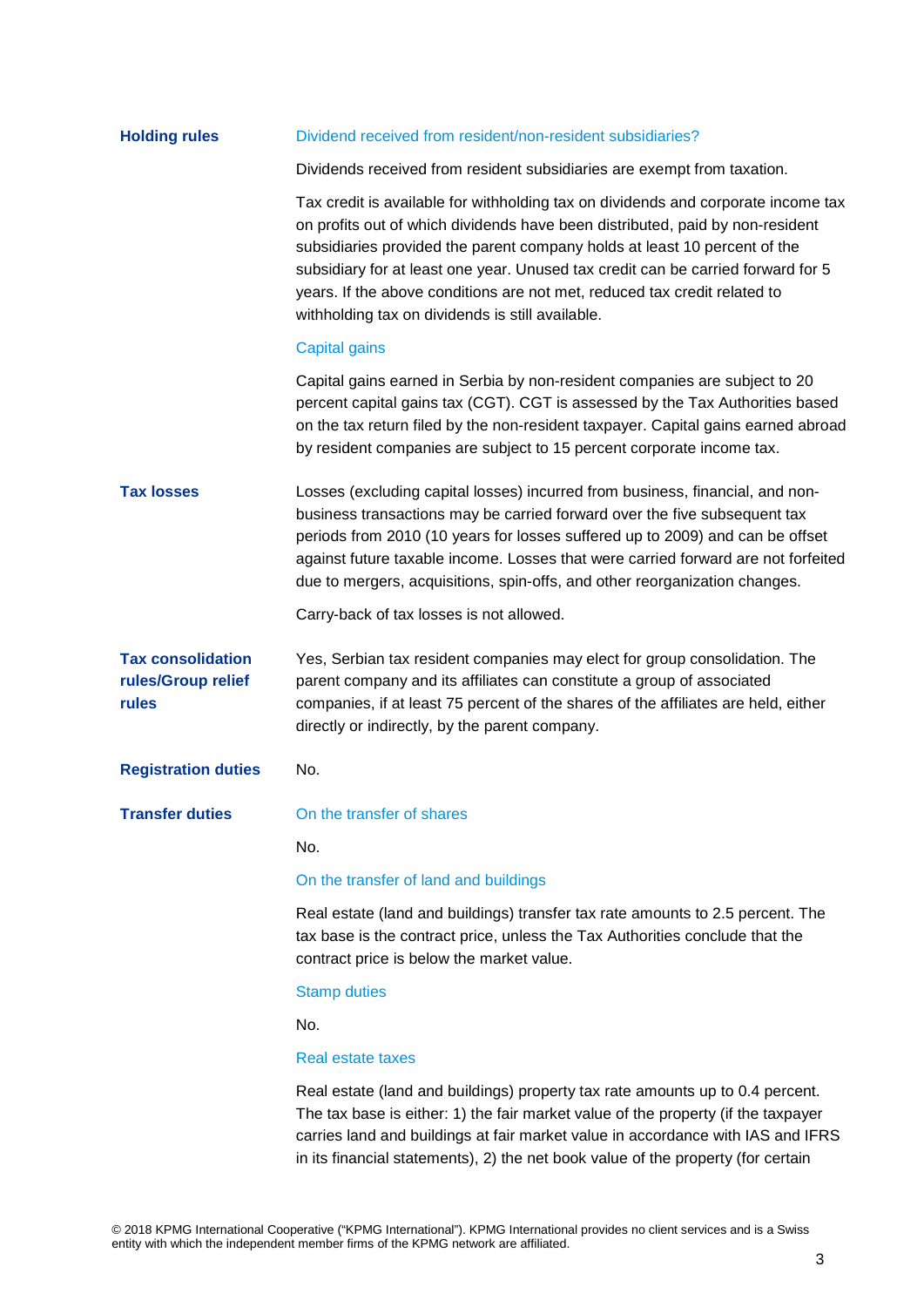## Holding rules

### Dividend received from resident/non-resident subsidiaries?

Dividends received from resident subsidiaries are exempt from taxation.

Tax credit is available for withholding tax on dividends and corporate income tax on profits out of which dividends have been distributed, paid by non-resident subsidiaries provided the parent company holds at least 10 percent of the subsidiary for at least one year. Unused tax credit can be carried forward for 5 years. If the above conditions are not met, reduced tax credit related to withholding tax on dividends is still available.

### Capital gains

Capital gains earned in Serbia by non-resident companies are subject to 20 percent capital gains tax (CGT). CGT is assessed by the Tax Authorities based on the tax return filed by the non-resident taxpayer. Capital gains earned abroad by resident companies are subject to 15 percent corporate income tax.

## Tax losses

Losses (excluding capital losses) incurred from business, financial, and non-business transactions may be carried forward over the five subsequent tax periods from 2010 (10 years for losses suffered up to 2009) and can be offset against future taxable income. Losses that were carried forward are not forfeited due to mergers, acquisitions, spin-offs, and other reorganization changes.

Carry-back of tax losses is not allowed.

## Tax consolidation rules/Group relief rules

Yes, Serbian tax resident companies may elect for group consolidation. The parent company and its affiliates can constitute a group of associated companies, if at least 75 percent of the shares of the affiliates are held, either directly or indirectly, by the parent company.

## Registration duties

No.

## Transfer duties

### On the transfer of shares

No.

### On the transfer of land and buildings

Real estate (land and buildings) transfer tax rate amounts to 2.5 percent. The tax base is the contract price, unless the Tax Authorities conclude that the contract price is below the market value.

### Stamp duties

No.

### Real estate taxes

Real estate (land and buildings) property tax rate amounts up to 0.4 percent. The tax base is either: 1) the fair market value of the property (if the taxpayer carries land and buildings at fair market value in accordance with IAS and IFRS in its financial statements), 2) the net book value of the property (for certain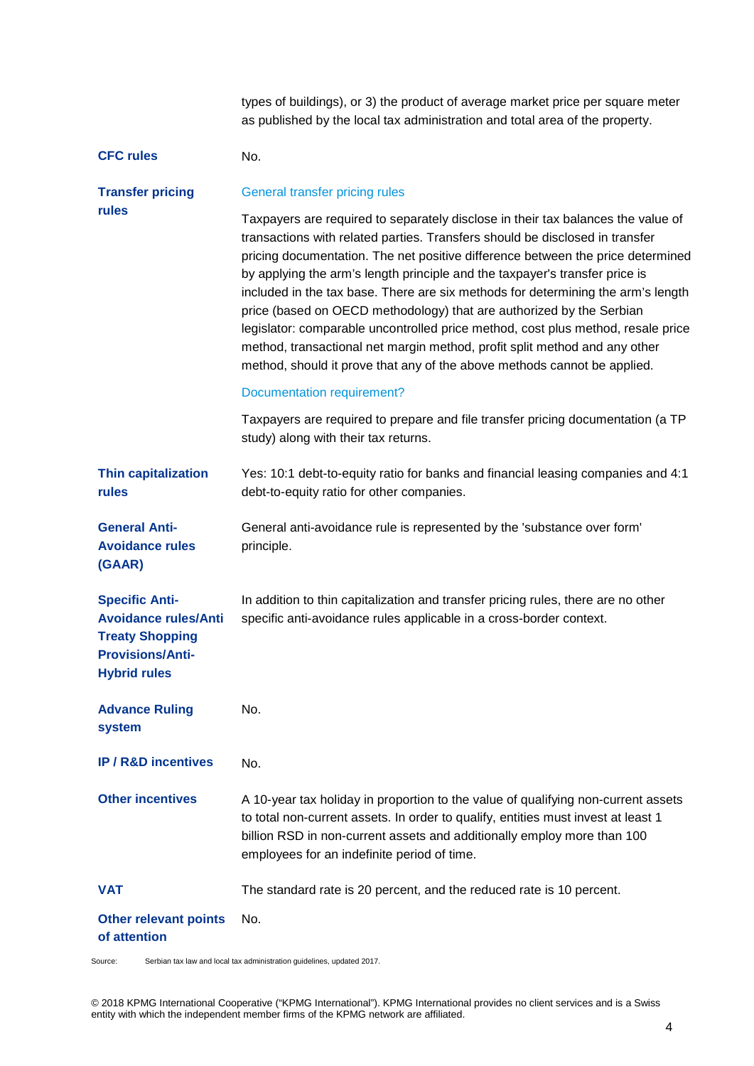| | |
|---|---|
| | types of buildings), or 3) the product of average market price per square meter as published by the local tax administration and total area of the property. |
| **CFC rules** | No. |
| **Transfer pricing rules** | General transfer pricing rules<br><br>Taxpayers are required to separately disclose in their tax balances the value of transactions with related parties. Transfers should be disclosed in transfer pricing documentation. The net positive difference between the price determined by applying the arm's length principle and the taxpayer's transfer price is included in the tax base. There are six methods for determining the arm's length price (based on OECD methodology) that are authorized by the Serbian legislator: comparable uncontrolled price method, cost plus method, resale price method, transactional net margin method, profit split method and any other method, should it prove that any of the above methods cannot be applied.<br><br>Documentation requirement?<br><br>Taxpayers are required to prepare and file transfer pricing documentation (a TP study) along with their tax returns. |
| **Thin capitalization rules** | Yes: 10:1 debt-to-equity ratio for banks and financial leasing companies and 4:1 debt-to-equity ratio for other companies. |
| **General Anti-Avoidance rules (GAAR)** | General anti-avoidance rule is represented by the 'substance over form' principle. |
| **Specific Anti-Avoidance rules/Anti Treaty Shopping Provisions/Anti-Hybrid rules** | In addition to thin capitalization and transfer pricing rules, there are no other specific anti-avoidance rules applicable in a cross-border context. |
| **Advance Ruling system** | No. |
| **IP / R&D incentives** | No. |
| **Other incentives** | A 10-year tax holiday in proportion to the value of qualifying non-current assets to total non-current assets. In order to qualify, entities must invest at least 1 billion RSD in non-current assets and additionally employ more than 100 employees for an indefinite period of time. |
| **VAT** | The standard rate is 20 percent, and the reduced rate is 10 percent. |
| **Other relevant points of attention** | No. |

Source: Serbian tax law and local tax administration guidelines, updated 2017.

© 2018 KPMG International Cooperative ("KPMG International"). KPMG International provides no client services and is a Swiss entity with which the independent member firms of the KPMG network are affiliated.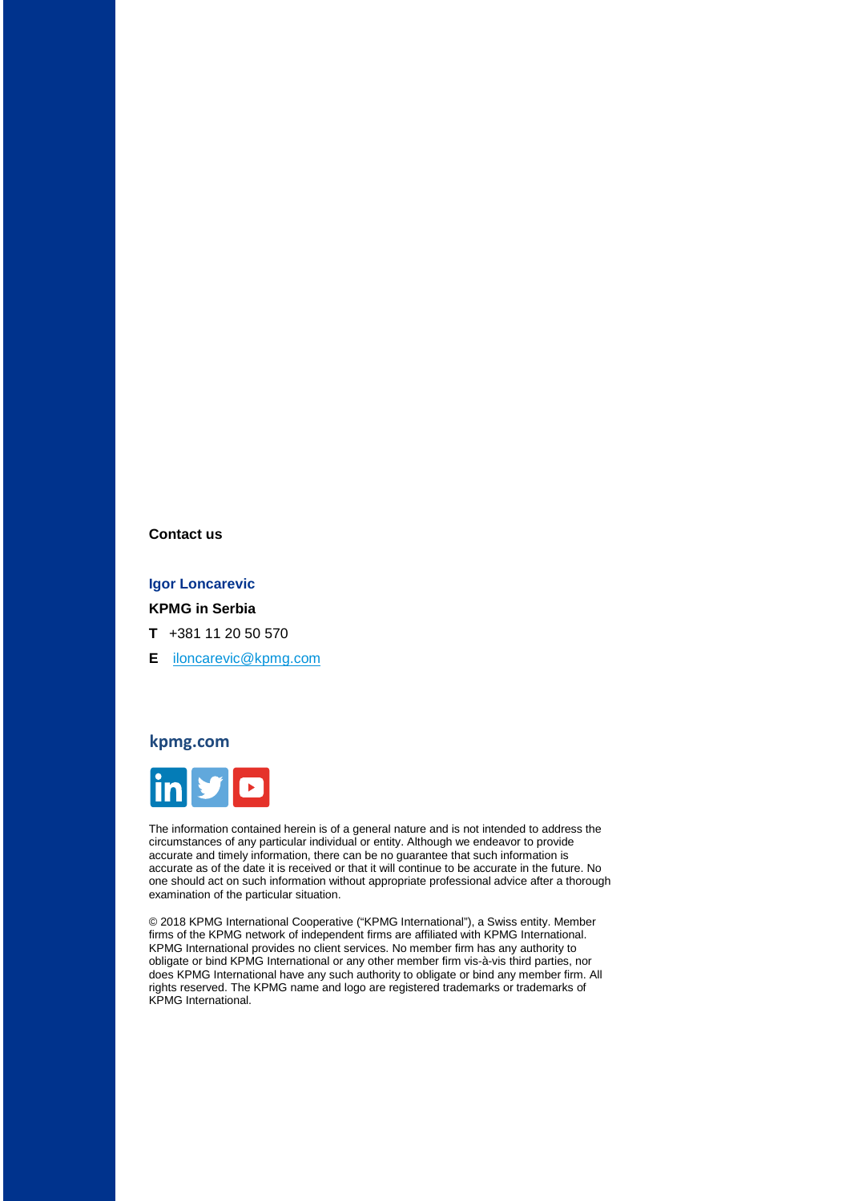**Contact us**

**Igor Loncarevic**

**KPMG in Serbia**

**T** +381 11 20 50 570

**E** iloncarevic@kpmg.com

**kpmg.com**

The information contained herein is of a general nature and is not intended to address the circumstances of any particular individual or entity. Although we endeavor to provide accurate and timely information, there can be no guarantee that such information is accurate as of the date it is received or that it will continue to be accurate in the future. No one should act on such information without appropriate professional advice after a thorough examination of the particular situation.

© 2018 KPMG International Cooperative ("KPMG International"), a Swiss entity. Member firms of the KPMG network of independent firms are affiliated with KPMG International. KPMG International provides no client services. No member firm has any authority to obligate or bind KPMG International or any other member firm vis-à-vis third parties, nor does KPMG International have any such authority to obligate or bind any member firm. All rights reserved. The KPMG name and logo are registered trademarks or trademarks of KPMG International.